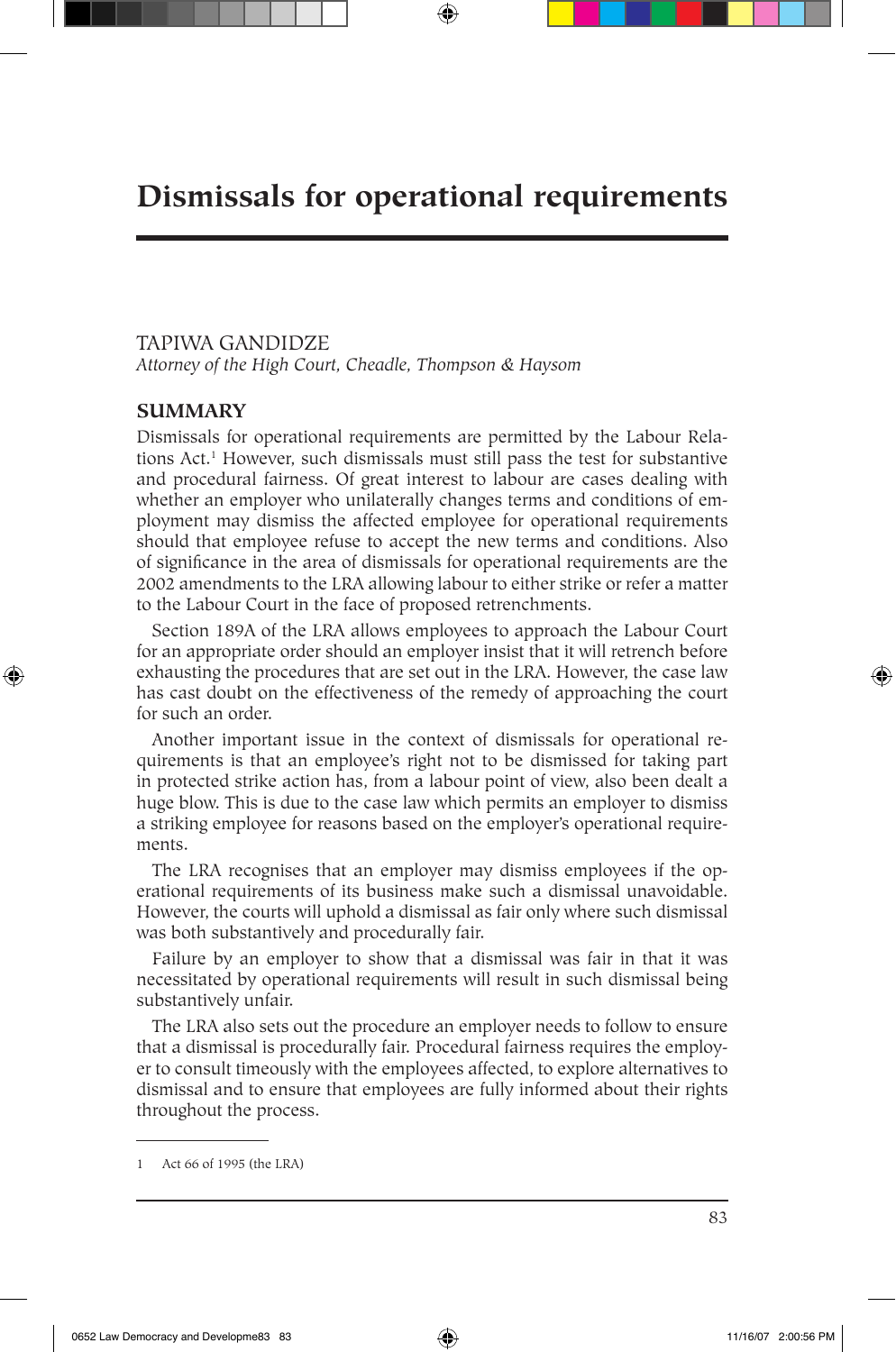# Dismissals for operational requirements

TAPIWA GANDIDZE
*Attorney of the High Court, Cheadle, Thompson & Haysom*

## SUMMARY

Dismissals for operational requirements are permitted by the Labour Relations Act.[1] However, such dismissals must still pass the test for substantive and procedural fairness. Of great interest to labour are cases dealing with whether an employer who unilaterally changes terms and conditions of employment may dismiss the affected employee for operational requirements should that employee refuse to accept the new terms and conditions. Also of significance in the area of dismissals for operational requirements are the 2002 amendments to the LRA allowing labour to either strike or refer a matter to the Labour Court in the face of proposed retrenchments.

Section 189A of the LRA allows employees to approach the Labour Court for an appropriate order should an employer insist that it will retrench before exhausting the procedures that are set out in the LRA. However, the case law has cast doubt on the effectiveness of the remedy of approaching the court for such an order.

Another important issue in the context of dismissals for operational requirements is that an employee's right not to be dismissed for taking part in protected strike action has, from a labour point of view, also been dealt a huge blow. This is due to the case law which permits an employer to dismiss a striking employee for reasons based on the employer's operational requirements.

The LRA recognises that an employer may dismiss employees if the operational requirements of its business make such a dismissal unavoidable. However, the courts will uphold a dismissal as fair only where such dismissal was both substantively and procedurally fair.

Failure by an employer to show that a dismissal was fair in that it was necessitated by operational requirements will result in such dismissal being substantively unfair.

The LRA also sets out the procedure an employer needs to follow to ensure that a dismissal is procedurally fair. Procedural fairness requires the employer to consult timeously with the employees affected, to explore alternatives to dismissal and to ensure that employees are fully informed about their rights throughout the process.

---

1 Act 66 of 1995 (the LRA)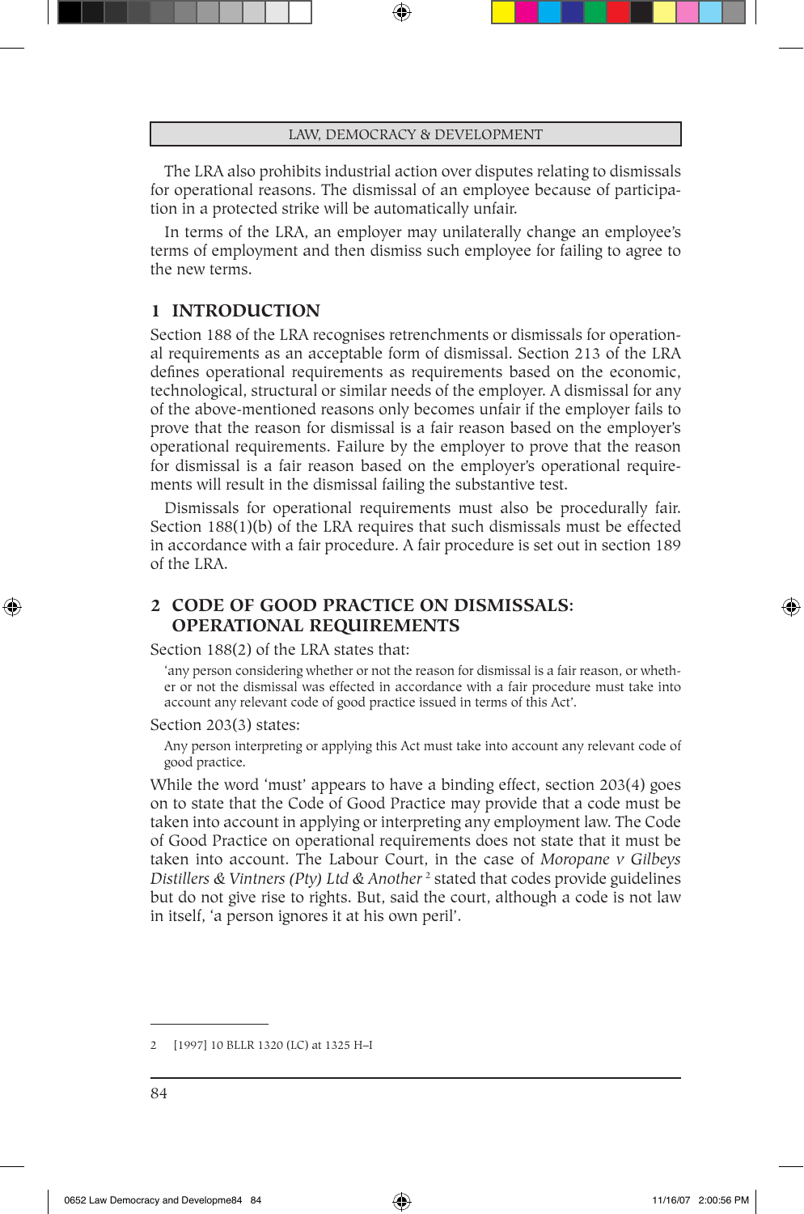The LRA also prohibits industrial action over disputes relating to dismissals for operational reasons. The dismissal of an employee because of participation in a protected strike will be automatically unfair.

In terms of the LRA, an employer may unilaterally change an employee's terms of employment and then dismiss such employee for failing to agree to the new terms.

## 1 INTRODUCTION

Section 188 of the LRA recognises retrenchments or dismissals for operational requirements as an acceptable form of dismissal. Section 213 of the LRA defines operational requirements as requirements based on the economic, technological, structural or similar needs of the employer. A dismissal for any of the above-mentioned reasons only becomes unfair if the employer fails to prove that the reason for dismissal is a fair reason based on the employer's operational requirements. Failure by the employer to prove that the reason for dismissal is a fair reason based on the employer's operational requirements will result in the dismissal failing the substantive test.

Dismissals for operational requirements must also be procedurally fair. Section 188(1)(b) of the LRA requires that such dismissals must be effected in accordance with a fair procedure. A fair procedure is set out in section 189 of the LRA.

## 2 CODE OF GOOD PRACTICE ON DISMISSALS: OPERATIONAL REQUIREMENTS

Section 188(2) of the LRA states that:

> 'any person considering whether or not the reason for dismissal is a fair reason, or whether or not the dismissal was effected in accordance with a fair procedure must take into account any relevant code of good practice issued in terms of this Act'.

Section 203(3) states:

> Any person interpreting or applying this Act must take into account any relevant code of good practice.

While the word 'must' appears to have a binding effect, section 203(4) goes on to state that the Code of Good Practice may provide that a code must be taken into account in applying or interpreting any employment law. The Code of Good Practice on operational requirements does not state that it must be taken into account. The Labour Court, in the case of *Moropane v Gilbeys Distillers & Vintners (Pty) Ltd & Another* [2] stated that codes provide guidelines but do not give rise to rights. But, said the court, although a code is not law in itself, 'a person ignores it at his own peril'.

---

2 [1997] 10 BLLR 1320 (LC) at 1325 H–I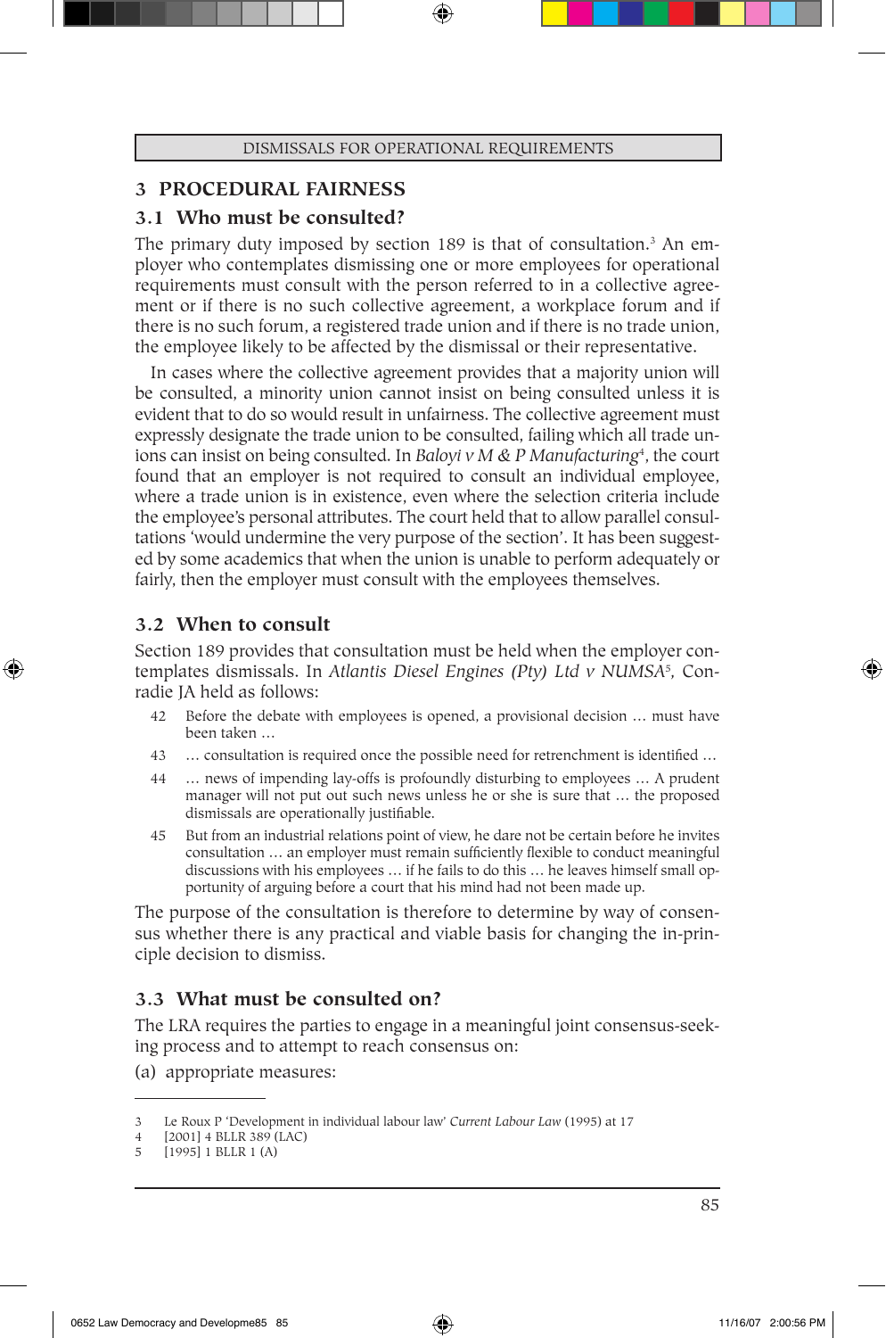## 3 PROCEDURAL FAIRNESS

### 3.1 Who must be consulted?

The primary duty imposed by section 189 is that of consultation.[3] An employer who contemplates dismissing one or more employees for operational requirements must consult with the person referred to in a collective agreement or if there is no such collective agreement, a workplace forum and if there is no such forum, a registered trade union and if there is no trade union, the employee likely to be affected by the dismissal or their representative.

In cases where the collective agreement provides that a majority union will be consulted, a minority union cannot insist on being consulted unless it is evident that to do so would result in unfairness. The collective agreement must expressly designate the trade union to be consulted, failing which all trade unions can insist on being consulted. In *Baloyi v M & P Manufacturing*[4], the court found that an employer is not required to consult an individual employee, where a trade union is in existence, even where the selection criteria include the employee's personal attributes. The court held that to allow parallel consultations 'would undermine the very purpose of the section'. It has been suggested by some academics that when the union is unable to perform adequately or fairly, then the employer must consult with the employees themselves.

### 3.2 When to consult

Section 189 provides that consultation must be held when the employer contemplates dismissals. In *Atlantis Diesel Engines (Pty) Ltd v NUMSA*[5], Conradie JA held as follows:

> 42 Before the debate with employees is opened, a provisional decision … must have been taken …
>
> 43 … consultation is required once the possible need for retrenchment is identified …
>
> 44 … news of impending lay-offs is profoundly disturbing to employees … A prudent manager will not put out such news unless he or she is sure that … the proposed dismissals are operationally justifiable.
>
> 45 But from an industrial relations point of view, he dare not be certain before he invites consultation … an employer must remain sufficiently flexible to conduct meaningful discussions with his employees … if he fails to do this … he leaves himself small opportunity of arguing before a court that his mind had not been made up.

The purpose of the consultation is therefore to determine by way of consensus whether there is any practical and viable basis for changing the in-principle decision to dismiss.

### 3.3 What must be consulted on?

The LRA requires the parties to engage in a meaningful joint consensus-seeking process and to attempt to reach consensus on:

(a) appropriate measures:

---

3 Le Roux P 'Development in individual labour law' *Current Labour Law* (1995) at 17

4 [2001] 4 BLLR 389 (LAC)

5 [1995] 1 BLLR 1 (A)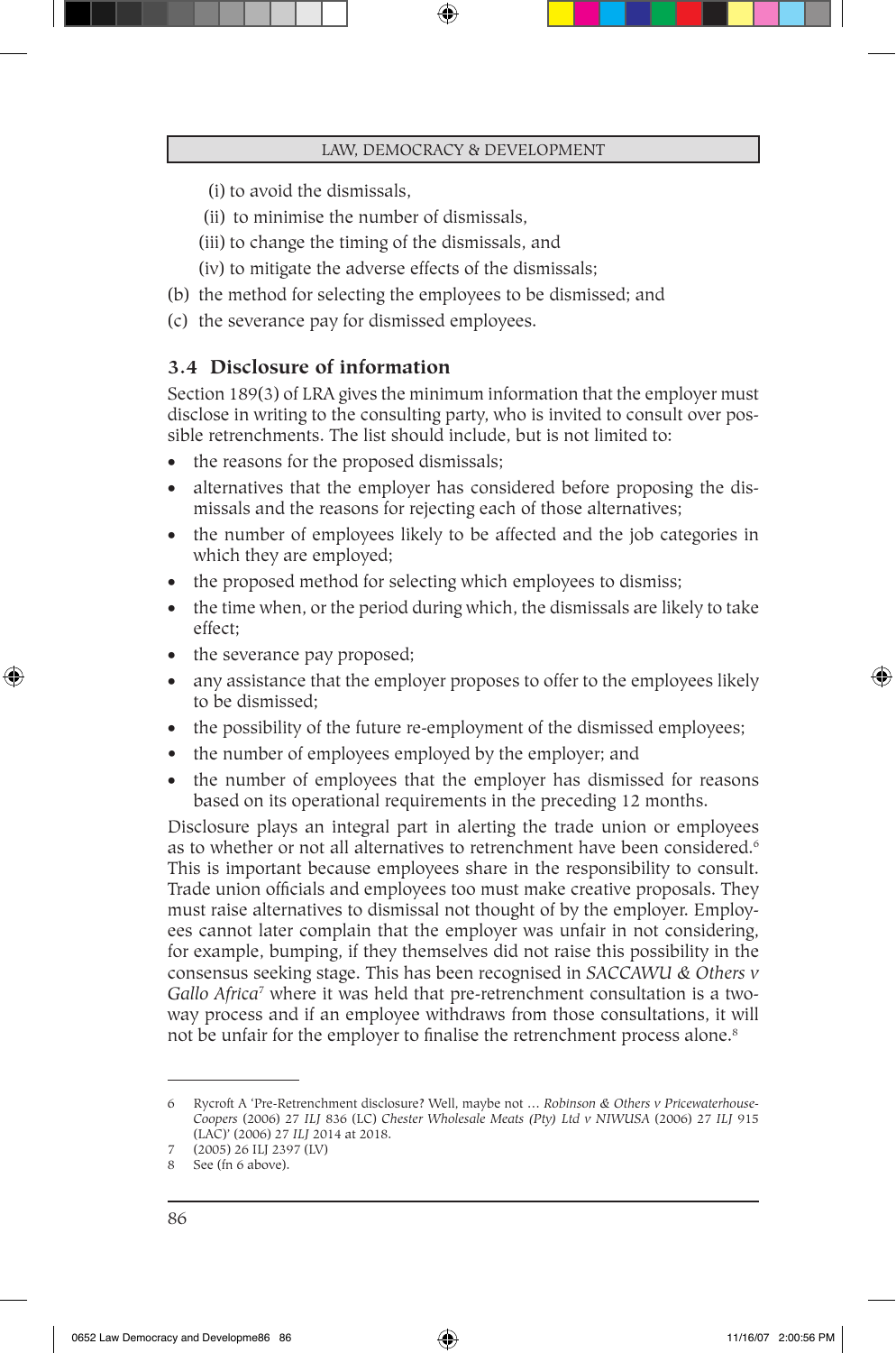(i) to avoid the dismissals,

(ii) to minimise the number of dismissals,

(iii) to change the timing of the dismissals, and

(iv) to mitigate the adverse effects of the dismissals;

(b) the method for selecting the employees to be dismissed; and

(c) the severance pay for dismissed employees.

### 3.4 Disclosure of information

Section 189(3) of LRA gives the minimum information that the employer must disclose in writing to the consulting party, who is invited to consult over possible retrenchments. The list should include, but is not limited to:

- the reasons for the proposed dismissals;
- alternatives that the employer has considered before proposing the dismissals and the reasons for rejecting each of those alternatives;
- the number of employees likely to be affected and the job categories in which they are employed;
- the proposed method for selecting which employees to dismiss;
- the time when, or the period during which, the dismissals are likely to take effect;
- the severance pay proposed;
- any assistance that the employer proposes to offer to the employees likely to be dismissed;
- the possibility of the future re-employment of the dismissed employees;
- the number of employees employed by the employer; and
- the number of employees that the employer has dismissed for reasons based on its operational requirements in the preceding 12 months.

Disclosure plays an integral part in alerting the trade union or employees as to whether or not all alternatives to retrenchment have been considered.[6] This is important because employees share in the responsibility to consult. Trade union officials and employees too must make creative proposals. They must raise alternatives to dismissal not thought of by the employer. Employees cannot later complain that the employer was unfair in not considering, for example, bumping, if they themselves did not raise this possibility in the consensus seeking stage. This has been recognised in *SACCAWU & Others v Gallo Africa*[7] where it was held that pre-retrenchment consultation is a two-way process and if an employee withdraws from those consultations, it will not be unfair for the employer to finalise the retrenchment process alone.[8]

---

6 Rycroft A 'Pre-Retrenchment disclosure? Well, maybe not … *Robinson & Others v Pricewaterhouse-Coopers* (2006) 27 *ILJ* 836 (LC) *Chester Wholesale Meats (Pty) Ltd v NIWUSA* (2006) 27 *ILJ* 915 (LAC)' (2006) 27 *ILJ* 2014 at 2018.

7 (2005) 26 ILJ 2397 (LV)

8 See (fn 6 above).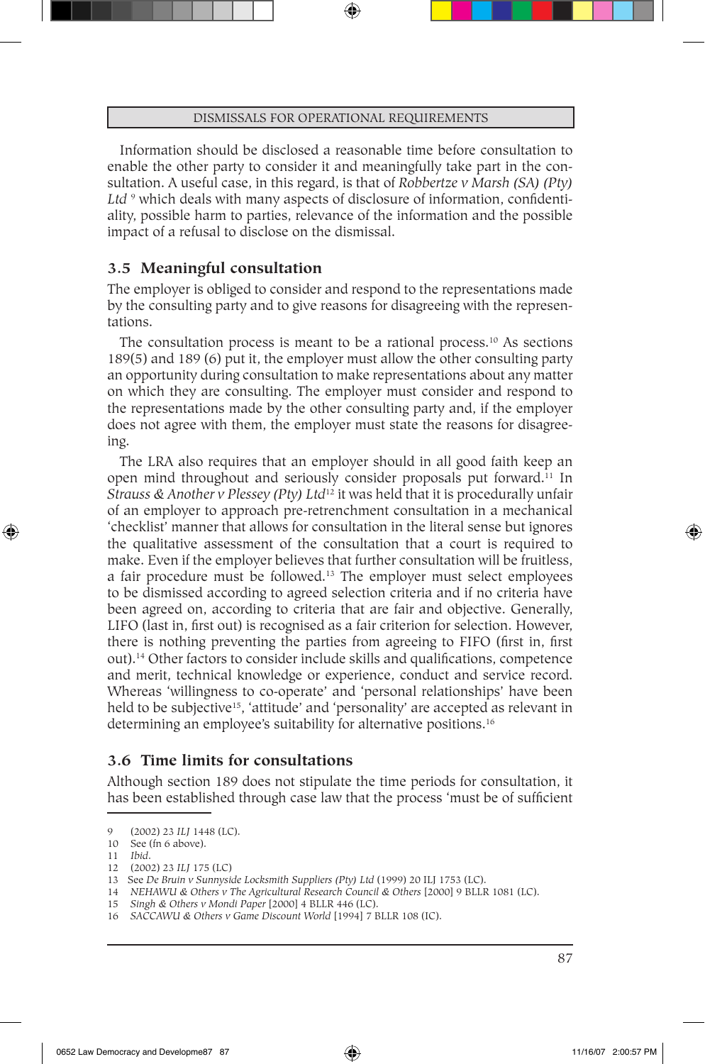Information should be disclosed a reasonable time before consultation to enable the other party to consider it and meaningfully take part in the consultation. A useful case, in this regard, is that of *Robbertze v Marsh (SA) (Pty) Ltd* [9] which deals with many aspects of disclosure of information, confidentiality, possible harm to parties, relevance of the information and the possible impact of a refusal to disclose on the dismissal.

### 3.5 Meaningful consultation

The employer is obliged to consider and respond to the representations made by the consulting party and to give reasons for disagreeing with the representations.

The consultation process is meant to be a rational process.[10] As sections 189(5) and 189 (6) put it, the employer must allow the other consulting party an opportunity during consultation to make representations about any matter on which they are consulting. The employer must consider and respond to the representations made by the other consulting party and, if the employer does not agree with them, the employer must state the reasons for disagreeing.

The LRA also requires that an employer should in all good faith keep an open mind throughout and seriously consider proposals put forward.[11] In *Strauss & Another v Plessey (Pty) Ltd*[12] it was held that it is procedurally unfair of an employer to approach pre-retrenchment consultation in a mechanical 'checklist' manner that allows for consultation in the literal sense but ignores the qualitative assessment of the consultation that a court is required to make. Even if the employer believes that further consultation will be fruitless, a fair procedure must be followed.[13] The employer must select employees to be dismissed according to agreed selection criteria and if no criteria have been agreed on, according to criteria that are fair and objective. Generally, LIFO (last in, first out) is recognised as a fair criterion for selection. However, there is nothing preventing the parties from agreeing to FIFO (first in, first out).[14] Other factors to consider include skills and qualifications, competence and merit, technical knowledge or experience, conduct and service record. Whereas 'willingness to co-operate' and 'personal relationships' have been held to be subjective[15], 'attitude' and 'personality' are accepted as relevant in determining an employee's suitability for alternative positions.[16]

### 3.6 Time limits for consultations

Although section 189 does not stipulate the time periods for consultation, it has been established through case law that the process 'must be of sufficient

---

9 (2002) 23 *ILJ* 1448 (LC).
10 See (fn 6 above).
11 *Ibid*.
12 (2002) 23 *ILJ* 175 (LC)
13 See *De Bruin v Sunnyside Locksmith Suppliers (Pty) Ltd* (1999) 20 ILJ 1753 (LC).
14 *NEHAWU & Others v The Agricultural Research Council & Others* [2000] 9 BLLR 1081 (LC).
15 *Singh & Others v Mondi Paper* [2000] 4 BLLR 446 (LC).
16 *SACCAWU & Others v Game Discount World* [1994] 7 BLLR 108 (IC).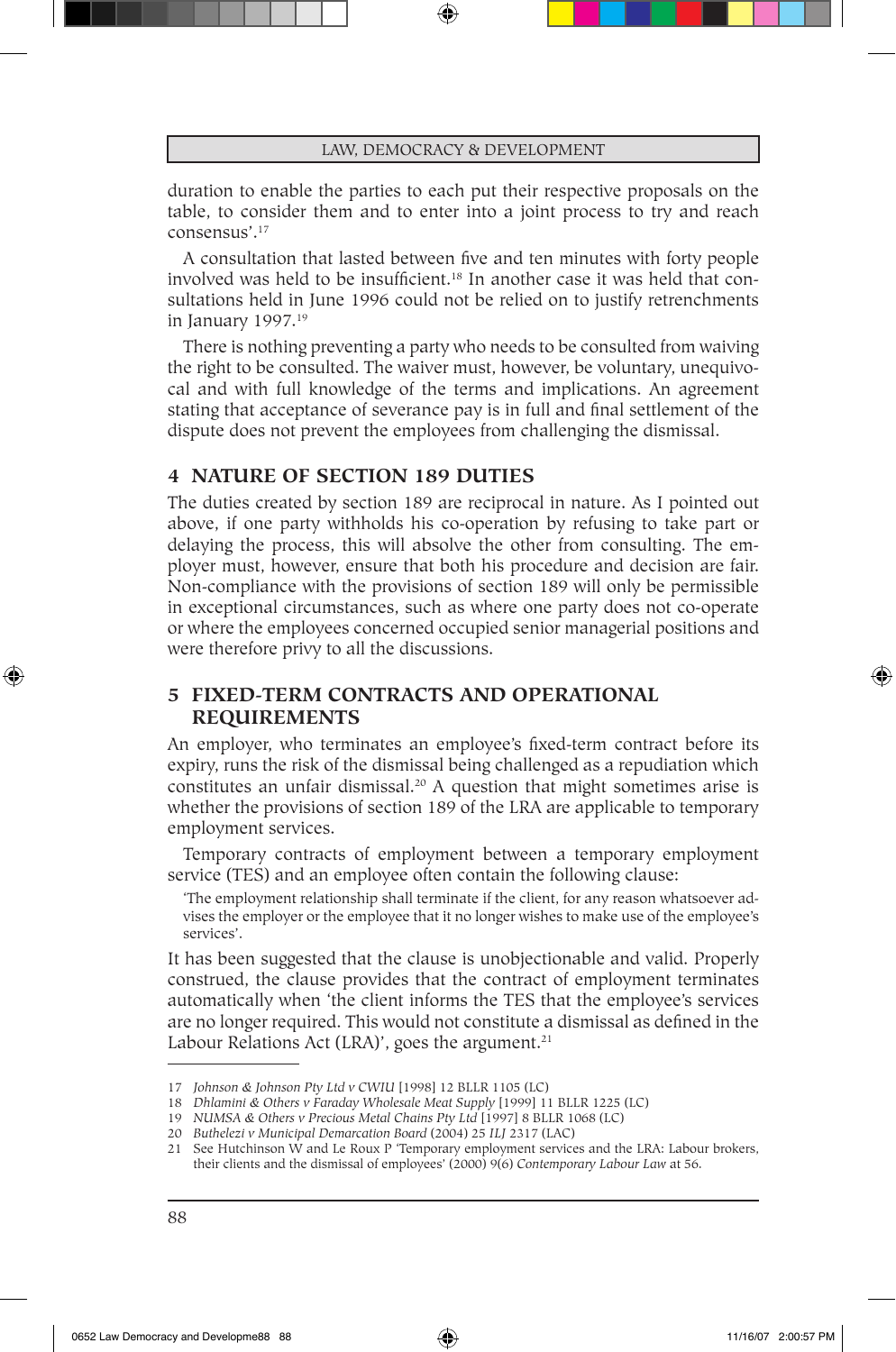duration to enable the parties to each put their respective proposals on the table, to consider them and to enter into a joint process to try and reach consensus'.[17]

A consultation that lasted between five and ten minutes with forty people involved was held to be insufficient.[18] In another case it was held that consultations held in June 1996 could not be relied on to justify retrenchments in January 1997.[19]

There is nothing preventing a party who needs to be consulted from waiving the right to be consulted. The waiver must, however, be voluntary, unequivocal and with full knowledge of the terms and implications. An agreement stating that acceptance of severance pay is in full and final settlement of the dispute does not prevent the employees from challenging the dismissal.

## 4 NATURE OF SECTION 189 DUTIES

The duties created by section 189 are reciprocal in nature. As I pointed out above, if one party withholds his co-operation by refusing to take part or delaying the process, this will absolve the other from consulting. The employer must, however, ensure that both his procedure and decision are fair. Non-compliance with the provisions of section 189 will only be permissible in exceptional circumstances, such as where one party does not co-operate or where the employees concerned occupied senior managerial positions and were therefore privy to all the discussions.

## 5 FIXED-TERM CONTRACTS AND OPERATIONAL REQUIREMENTS

An employer, who terminates an employee's fixed-term contract before its expiry, runs the risk of the dismissal being challenged as a repudiation which constitutes an unfair dismissal.[20] A question that might sometimes arise is whether the provisions of section 189 of the LRA are applicable to temporary employment services.

Temporary contracts of employment between a temporary employment service (TES) and an employee often contain the following clause:

> 'The employment relationship shall terminate if the client, for any reason whatsoever advises the employer or the employee that it no longer wishes to make use of the employee's services'.

It has been suggested that the clause is unobjectionable and valid. Properly construed, the clause provides that the contract of employment terminates automatically when 'the client informs the TES that the employee's services are no longer required. This would not constitute a dismissal as defined in the Labour Relations Act (LRA)', goes the argument.[21]

---

17 *Johnson & Johnson Pty Ltd v CWIU* [1998] 12 BLLR 1105 (LC)

18 *Dhlamini & Others v Faraday Wholesale Meat Supply* [1999] 11 BLLR 1225 (LC)

19 *NUMSA & Others v Precious Metal Chains Pty Ltd* [1997] 8 BLLR 1068 (LC)

20 *Buthelezi v Municipal Demarcation Board* (2004) 25 *ILJ* 2317 (LAC)

21 See Hutchinson W and Le Roux P 'Temporary employment services and the LRA: Labour brokers, their clients and the dismissal of employees' (2000) 9(6) *Contemporary Labour Law* at 56.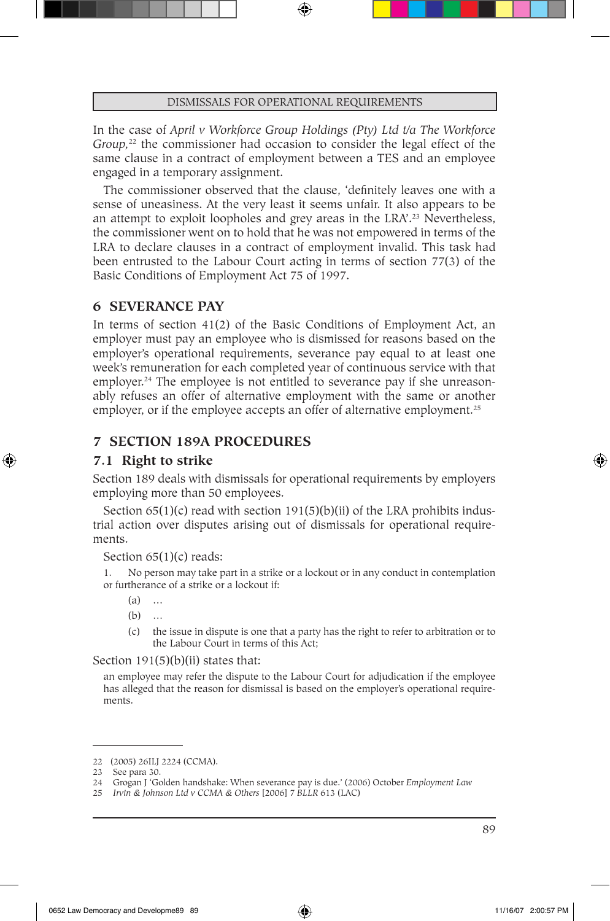In the case of *April v Workforce Group Holdings (Pty) Ltd t/a The Workforce Group*,[22] the commissioner had occasion to consider the legal effect of the same clause in a contract of employment between a TES and an employee engaged in a temporary assignment.

The commissioner observed that the clause, 'definitely leaves one with a sense of uneasiness. At the very least it seems unfair. It also appears to be an attempt to exploit loopholes and grey areas in the LRA'.[23] Nevertheless, the commissioner went on to hold that he was not empowered in terms of the LRA to declare clauses in a contract of employment invalid. This task had been entrusted to the Labour Court acting in terms of section 77(3) of the Basic Conditions of Employment Act 75 of 1997.

## 6 SEVERANCE PAY

In terms of section 41(2) of the Basic Conditions of Employment Act, an employer must pay an employee who is dismissed for reasons based on the employer's operational requirements, severance pay equal to at least one week's remuneration for each completed year of continuous service with that employer.[24] The employee is not entitled to severance pay if she unreasonably refuses an offer of alternative employment with the same or another employer, or if the employee accepts an offer of alternative employment.[25]

## 7 SECTION 189A PROCEDURES

### 7.1 Right to strike

Section 189 deals with dismissals for operational requirements by employers employing more than 50 employees.

Section 65(1)(c) read with section 191(5)(b)(ii) of the LRA prohibits industrial action over disputes arising out of dismissals for operational requirements.

Section 65(1)(c) reads:

> 1. No person may take part in a strike or a lockout or in any conduct in contemplation or furtherance of a strike or a lockout if:
>
> (a) …
>
> (b) …
>
> (c) the issue in dispute is one that a party has the right to refer to arbitration or to the Labour Court in terms of this Act;

Section 191(5)(b)(ii) states that:

> an employee may refer the dispute to the Labour Court for adjudication if the employee has alleged that the reason for dismissal is based on the employer's operational requirements.

---

22 (2005) 26ILJ 2224 (CCMA).

23 See para 30.

24 Grogan J 'Golden handshake: When severance pay is due.' (2006) October *Employment Law*

25 *Irvin & Johnson Ltd v CCMA & Others* [2006] 7 *BLLR* 613 (LAC)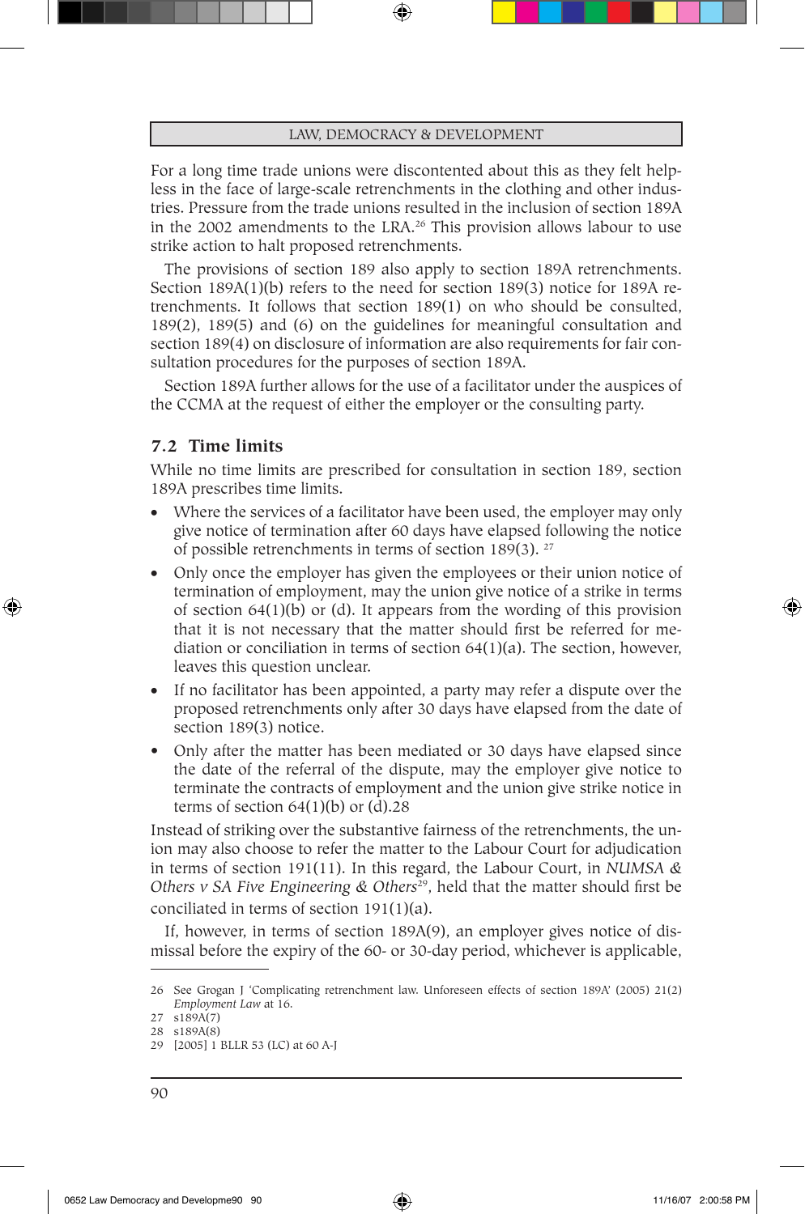For a long time trade unions were discontented about this as they felt helpless in the face of large-scale retrenchments in the clothing and other industries. Pressure from the trade unions resulted in the inclusion of section 189A in the 2002 amendments to the LRA.[26] This provision allows labour to use strike action to halt proposed retrenchments.

The provisions of section 189 also apply to section 189A retrenchments. Section 189A(1)(b) refers to the need for section 189(3) notice for 189A retrenchments. It follows that section 189(1) on who should be consulted, 189(2), 189(5) and (6) on the guidelines for meaningful consultation and section 189(4) on disclosure of information are also requirements for fair consultation procedures for the purposes of section 189A.

Section 189A further allows for the use of a facilitator under the auspices of the CCMA at the request of either the employer or the consulting party.

## 7.2 Time limits

While no time limits are prescribed for consultation in section 189, section 189A prescribes time limits.

- Where the services of a facilitator have been used, the employer may only give notice of termination after 60 days have elapsed following the notice of possible retrenchments in terms of section 189(3). [27]
- Only once the employer has given the employees or their union notice of termination of employment, may the union give notice of a strike in terms of section 64(1)(b) or (d). It appears from the wording of this provision that it is not necessary that the matter should first be referred for mediation or conciliation in terms of section 64(1)(a). The section, however, leaves this question unclear.
- If no facilitator has been appointed, a party may refer a dispute over the proposed retrenchments only after 30 days have elapsed from the date of section 189(3) notice.
- Only after the matter has been mediated or 30 days have elapsed since the date of the referral of the dispute, may the employer give notice to terminate the contracts of employment and the union give strike notice in terms of section 64(1)(b) or (d).28

Instead of striking over the substantive fairness of the retrenchments, the union may also choose to refer the matter to the Labour Court for adjudication in terms of section 191(11). In this regard, the Labour Court, in *NUMSA & Others v SA Five Engineering & Others*[29], held that the matter should first be conciliated in terms of section 191(1)(a).

If, however, in terms of section 189A(9), an employer gives notice of dismissal before the expiry of the 60- or 30-day period, whichever is applicable,

---

26 See Grogan J 'Complicating retrenchment law. Unforeseen effects of section 189A' (2005) 21(2) *Employment Law* at 16.

27 s189A(7)

28 s189A(8)

29 [2005] 1 BLLR 53 (LC) at 60 A-J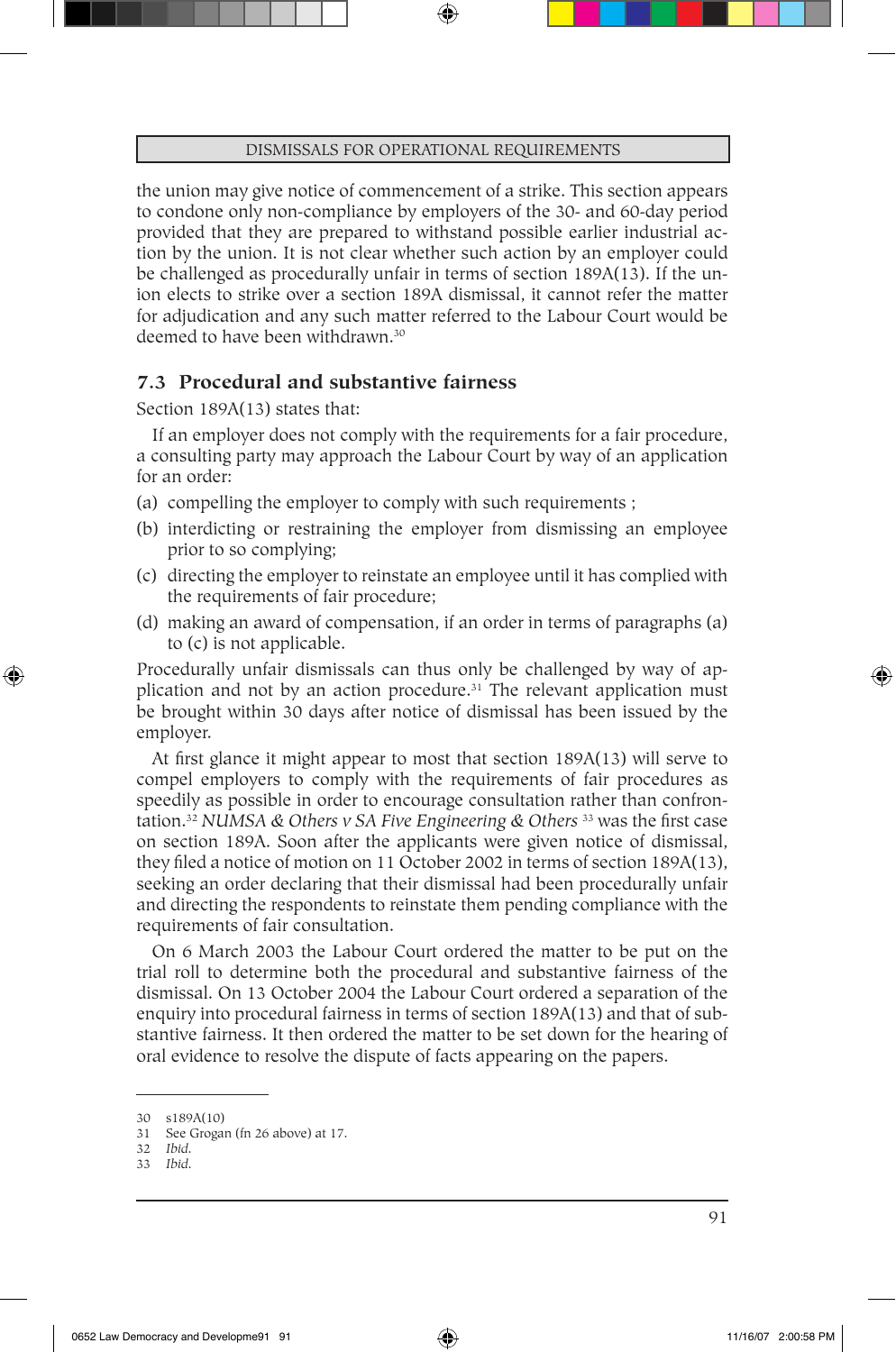the union may give notice of commencement of a strike. This section appears to condone only non-compliance by employers of the 30- and 60-day period provided that they are prepared to withstand possible earlier industrial action by the union. It is not clear whether such action by an employer could be challenged as procedurally unfair in terms of section 189A(13). If the union elects to strike over a section 189A dismissal, it cannot refer the matter for adjudication and any such matter referred to the Labour Court would be deemed to have been withdrawn.[30]

## 7.3 Procedural and substantive fairness

Section 189A(13) states that:

> If an employer does not comply with the requirements for a fair procedure, a consulting party may approach the Labour Court by way of an application for an order:
>
> (a) compelling the employer to comply with such requirements ;
>
> (b) interdicting or restraining the employer from dismissing an employee prior to so complying;
>
> (c) directing the employer to reinstate an employee until it has complied with the requirements of fair procedure;
>
> (d) making an award of compensation, if an order in terms of paragraphs (a) to (c) is not applicable.

Procedurally unfair dismissals can thus only be challenged by way of application and not by an action procedure.[31] The relevant application must be brought within 30 days after notice of dismissal has been issued by the employer.

At first glance it might appear to most that section 189A(13) will serve to compel employers to comply with the requirements of fair procedures as speedily as possible in order to encourage consultation rather than confrontation.[32] *NUMSA & Others v SA Five Engineering & Others* [33] was the first case on section 189A. Soon after the applicants were given notice of dismissal, they filed a notice of motion on 11 October 2002 in terms of section 189A(13), seeking an order declaring that their dismissal had been procedurally unfair and directing the respondents to reinstate them pending compliance with the requirements of fair consultation.

On 6 March 2003 the Labour Court ordered the matter to be put on the trial roll to determine both the procedural and substantive fairness of the dismissal. On 13 October 2004 the Labour Court ordered a separation of the enquiry into procedural fairness in terms of section 189A(13) and that of substantive fairness. It then ordered the matter to be set down for the hearing of oral evidence to resolve the dispute of facts appearing on the papers.

---

30 s189A(10)

31 See Grogan (fn 26 above) at 17.

32 *Ibid*.

33 *Ibid*.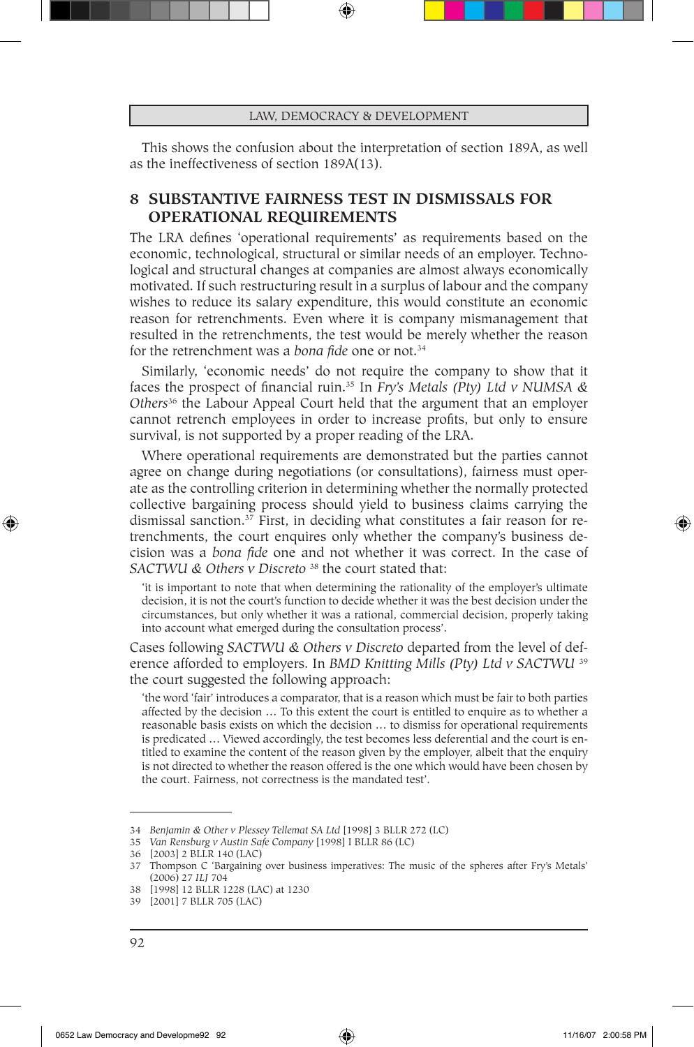This shows the confusion about the interpretation of section 189A, as well as the ineffectiveness of section 189A(13).

## 8 SUBSTANTIVE FAIRNESS TEST IN DISMISSALS FOR OPERATIONAL REQUIREMENTS

The LRA defines 'operational requirements' as requirements based on the economic, technological, structural or similar needs of an employer. Technological and structural changes at companies are almost always economically motivated. If such restructuring result in a surplus of labour and the company wishes to reduce its salary expenditure, this would constitute an economic reason for retrenchments. Even where it is company mismanagement that resulted in the retrenchments, the test would be merely whether the reason for the retrenchment was a *bona fide* one or not.[34]

Similarly, 'economic needs' do not require the company to show that it faces the prospect of financial ruin.[35] In *Fry's Metals (Pty) Ltd v NUMSA & Others*[36] the Labour Appeal Court held that the argument that an employer cannot retrench employees in order to increase profits, but only to ensure survival, is not supported by a proper reading of the LRA.

Where operational requirements are demonstrated but the parties cannot agree on change during negotiations (or consultations), fairness must operate as the controlling criterion in determining whether the normally protected collective bargaining process should yield to business claims carrying the dismissal sanction.[37] First, in deciding what constitutes a fair reason for retrenchments, the court enquires only whether the company's business decision was a *bona fide* one and not whether it was correct. In the case of *SACTWU & Others v Discreto* [38] the court stated that:

> 'it is important to note that when determining the rationality of the employer's ultimate decision, it is not the court's function to decide whether it was the best decision under the circumstances, but only whether it was a rational, commercial decision, properly taking into account what emerged during the consultation process'.

Cases following *SACTWU & Others v Discreto* departed from the level of deference afforded to employers. In *BMD Knitting Mills (Pty) Ltd v SACTWU* [39] the court suggested the following approach:

> 'the word 'fair' introduces a comparator, that is a reason which must be fair to both parties affected by the decision … To this extent the court is entitled to enquire as to whether a reasonable basis exists on which the decision … to dismiss for operational requirements is predicated … Viewed accordingly, the test becomes less deferential and the court is entitled to examine the content of the reason given by the employer, albeit that the enquiry is not directed to whether the reason offered is the one which would have been chosen by the court. Fairness, not correctness is the mandated test'.

---

34 *Benjamin & Other v Plessey Tellemat SA Ltd* [1998] 3 BLLR 272 (LC)

35 *Van Rensburg v Austin Safe Company* [1998] I BLLR 86 (LC)

36 [2003] 2 BLLR 140 (LAC)

37 Thompson C 'Bargaining over business imperatives: The music of the spheres after Fry's Metals' (2006) 27 *ILJ* 704

38 [1998] 12 BLLR 1228 (LAC) at 1230

39 [2001] 7 BLLR 705 (LAC)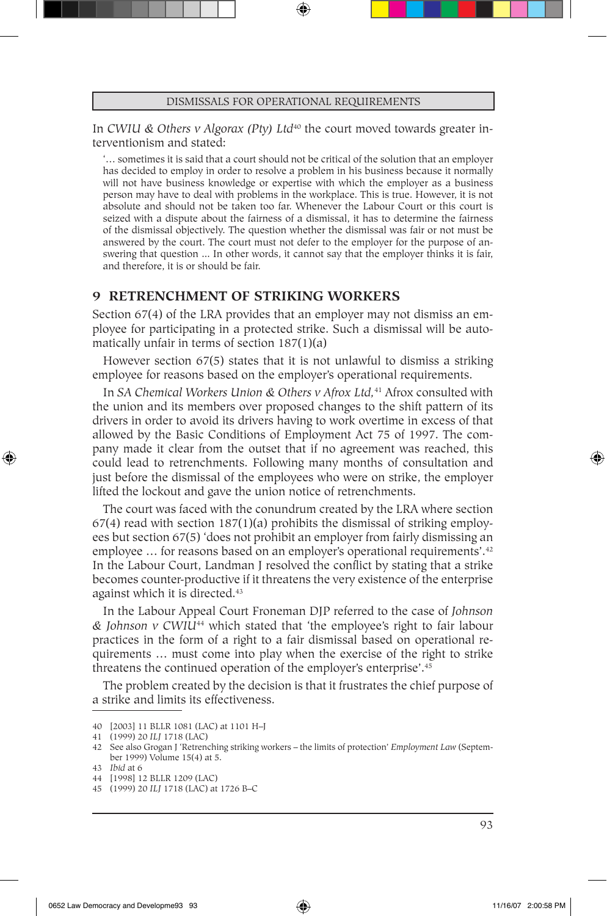In *CWIU & Others v Algorax (Pty) Ltd*[40] the court moved towards greater interventionism and stated:

> '… sometimes it is said that a court should not be critical of the solution that an employer has decided to employ in order to resolve a problem in his business because it normally will not have business knowledge or expertise with which the employer as a business person may have to deal with problems in the workplace. This is true. However, it is not absolute and should not be taken too far. Whenever the Labour Court or this court is seized with a dispute about the fairness of a dismissal, it has to determine the fairness of the dismissal objectively. The question whether the dismissal was fair or not must be answered by the court. The court must not defer to the employer for the purpose of answering that question … In other words, it cannot say that the employer thinks it is fair, and therefore, it is or should be fair.

## 9 RETRENCHMENT OF STRIKING WORKERS

Section 67(4) of the LRA provides that an employer may not dismiss an employee for participating in a protected strike. Such a dismissal will be automatically unfair in terms of section 187(1)(a)

However section 67(5) states that it is not unlawful to dismiss a striking employee for reasons based on the employer's operational requirements.

In *SA Chemical Workers Union & Others v Afrox Ltd,*[41] Afrox consulted with the union and its members over proposed changes to the shift pattern of its drivers in order to avoid its drivers having to work overtime in excess of that allowed by the Basic Conditions of Employment Act 75 of 1997. The company made it clear from the outset that if no agreement was reached, this could lead to retrenchments. Following many months of consultation and just before the dismissal of the employees who were on strike, the employer lifted the lockout and gave the union notice of retrenchments.

The court was faced with the conundrum created by the LRA where section 67(4) read with section 187(1)(a) prohibits the dismissal of striking employees but section 67(5) 'does not prohibit an employer from fairly dismissing an employee … for reasons based on an employer's operational requirements'.[42] In the Labour Court, Landman J resolved the conflict by stating that a strike becomes counter-productive if it threatens the very existence of the enterprise against which it is directed.[43]

In the Labour Appeal Court Froneman DJP referred to the case of *Johnson & Johnson v CWIU*[44] which stated that 'the employee's right to fair labour practices in the form of a right to a fair dismissal based on operational requirements … must come into play when the exercise of the right to strike threatens the continued operation of the employer's enterprise'.[45]

The problem created by the decision is that it frustrates the chief purpose of a strike and limits its effectiveness.

---

40 [2003] 11 BLLR 1081 (LAC) at 1101 H–J

41 (1999) 20 *ILJ* 1718 (LAC)

42 See also Grogan J 'Retrenching striking workers – the limits of protection' *Employment Law* (September 1999) Volume 15(4) at 5.

43 *Ibid* at 6

44 [1998] 12 BLLR 1209 (LAC)

45 (1999) 20 *ILJ* 1718 (LAC) at 1726 B–C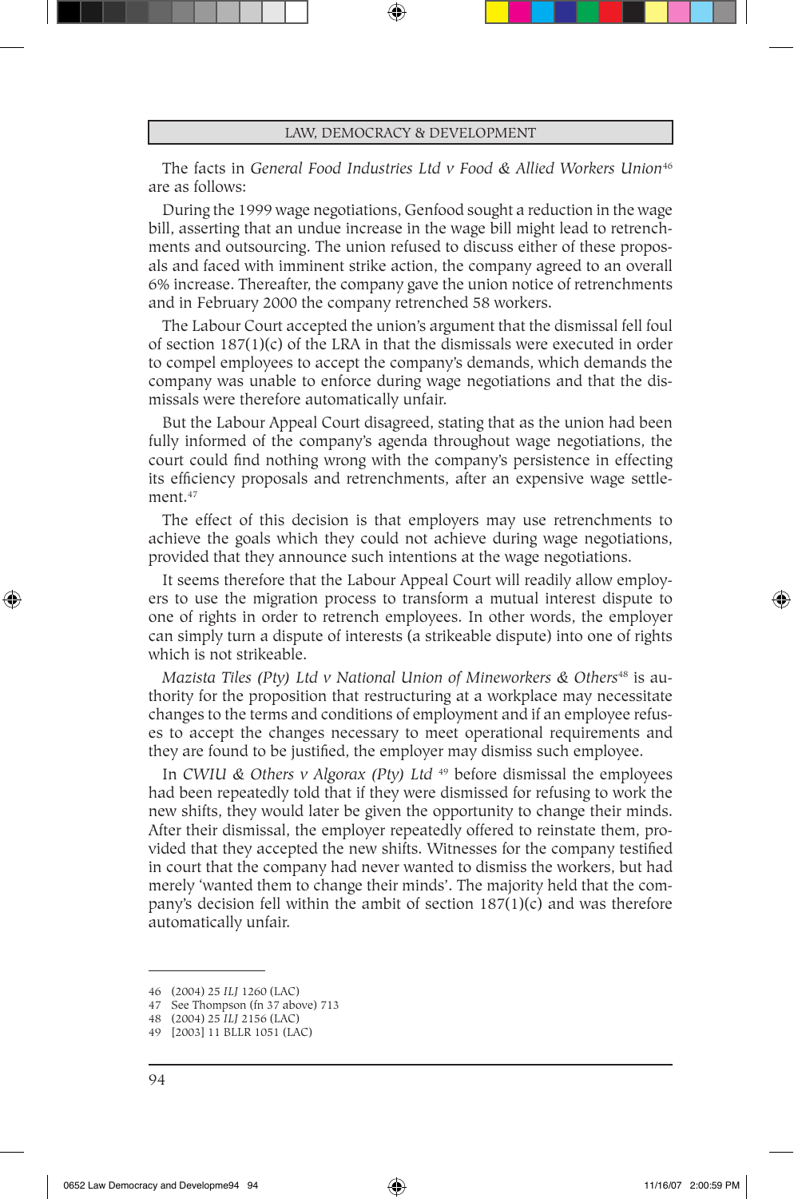The facts in *General Food Industries Ltd v Food & Allied Workers Union*[46] are as follows:

During the 1999 wage negotiations, Genfood sought a reduction in the wage bill, asserting that an undue increase in the wage bill might lead to retrenchments and outsourcing. The union refused to discuss either of these proposals and faced with imminent strike action, the company agreed to an overall 6% increase. Thereafter, the company gave the union notice of retrenchments and in February 2000 the company retrenched 58 workers.

The Labour Court accepted the union's argument that the dismissal fell foul of section 187(1)(c) of the LRA in that the dismissals were executed in order to compel employees to accept the company's demands, which demands the company was unable to enforce during wage negotiations and that the dismissals were therefore automatically unfair.

But the Labour Appeal Court disagreed, stating that as the union had been fully informed of the company's agenda throughout wage negotiations, the court could find nothing wrong with the company's persistence in effecting its efficiency proposals and retrenchments, after an expensive wage settlement.[47]

The effect of this decision is that employers may use retrenchments to achieve the goals which they could not achieve during wage negotiations, provided that they announce such intentions at the wage negotiations.

It seems therefore that the Labour Appeal Court will readily allow employers to use the migration process to transform a mutual interest dispute to one of rights in order to retrench employees. In other words, the employer can simply turn a dispute of interests (a strikeable dispute) into one of rights which is not strikeable.

*Mazista Tiles (Pty) Ltd v National Union of Mineworkers & Others*[48] is authority for the proposition that restructuring at a workplace may necessitate changes to the terms and conditions of employment and if an employee refuses to accept the changes necessary to meet operational requirements and they are found to be justified, the employer may dismiss such employee.

In *CWIU & Others v Algorax (Pty) Ltd* [49] before dismissal the employees had been repeatedly told that if they were dismissed for refusing to work the new shifts, they would later be given the opportunity to change their minds. After their dismissal, the employer repeatedly offered to reinstate them, provided that they accepted the new shifts. Witnesses for the company testified in court that the company had never wanted to dismiss the workers, but had merely 'wanted them to change their minds'. The majority held that the company's decision fell within the ambit of section 187(1)(c) and was therefore automatically unfair.

---

46 (2004) 25 *ILJ* 1260 (LAC)

47 See Thompson (fn 37 above) 713

48 (2004) 25 *ILJ* 2156 (LAC)

49 [2003] 11 BLLR 1051 (LAC)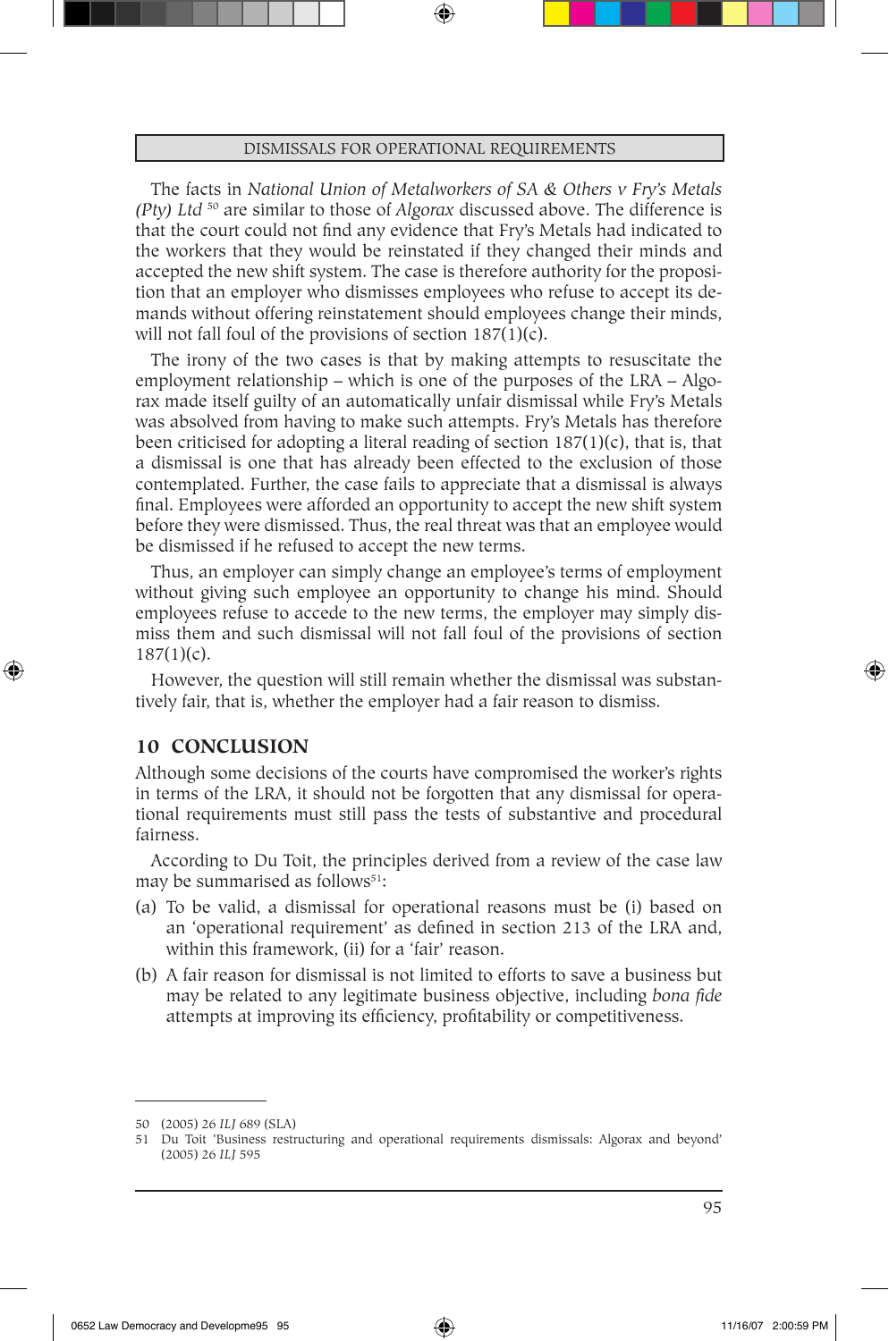The facts in *National Union of Metalworkers of SA & Others v Fry's Metals (Pty) Ltd* [50] are similar to those of *Algorax* discussed above. The difference is that the court could not find any evidence that Fry's Metals had indicated to the workers that they would be reinstated if they changed their minds and accepted the new shift system. The case is therefore authority for the proposition that an employer who dismisses employees who refuse to accept its demands without offering reinstatement should employees change their minds, will not fall foul of the provisions of section 187(1)(c).

The irony of the two cases is that by making attempts to resuscitate the employment relationship – which is one of the purposes of the LRA – Algorax made itself guilty of an automatically unfair dismissal while Fry's Metals was absolved from having to make such attempts. Fry's Metals has therefore been criticised for adopting a literal reading of section 187(1)(c), that is, that a dismissal is one that has already been effected to the exclusion of those contemplated. Further, the case fails to appreciate that a dismissal is always final. Employees were afforded an opportunity to accept the new shift system before they were dismissed. Thus, the real threat was that an employee would be dismissed if he refused to accept the new terms.

Thus, an employer can simply change an employee's terms of employment without giving such employee an opportunity to change his mind. Should employees refuse to accede to the new terms, the employer may simply dismiss them and such dismissal will not fall foul of the provisions of section 187(1)(c).

However, the question will still remain whether the dismissal was substantively fair, that is, whether the employer had a fair reason to dismiss.

## 10 CONCLUSION

Although some decisions of the courts have compromised the worker's rights in terms of the LRA, it should not be forgotten that any dismissal for operational requirements must still pass the tests of substantive and procedural fairness.

According to Du Toit, the principles derived from a review of the case law may be summarised as follows[51]:

(a) To be valid, a dismissal for operational reasons must be (i) based on an 'operational requirement' as defined in section 213 of the LRA and, within this framework, (ii) for a 'fair' reason.

(b) A fair reason for dismissal is not limited to efforts to save a business but may be related to any legitimate business objective, including *bona fide* attempts at improving its efficiency, profitability or competitiveness.

---

50 (2005) 26 *ILJ* 689 (SLA)

51 Du Toit 'Business restructuring and operational requirements dismissals: Algorax and beyond' (2005) 26 *ILJ* 595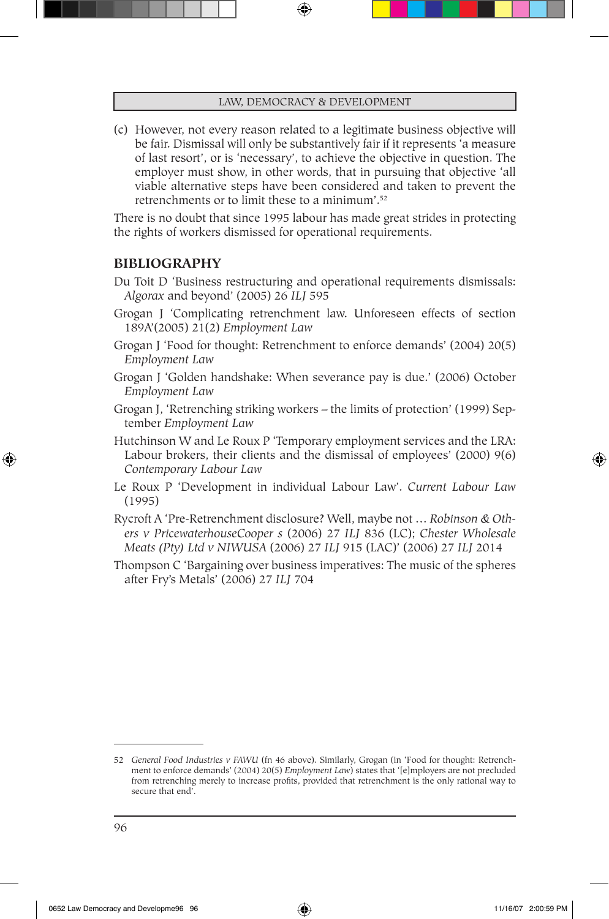(c) However, not every reason related to a legitimate business objective will be fair. Dismissal will only be substantively fair if it represents 'a measure of last resort', or is 'necessary', to achieve the objective in question. The employer must show, in other words, that in pursuing that objective 'all viable alternative steps have been considered and taken to prevent the retrenchments or to limit these to a minimum'.[52]

There is no doubt that since 1995 labour has made great strides in protecting the rights of workers dismissed for operational requirements.

## BIBLIOGRAPHY

Du Toit D 'Business restructuring and operational requirements dismissals: *Algorax* and beyond' (2005) 26 *ILJ* 595

Grogan J 'Complicating retrenchment law. Unforeseen effects of section 189A'(2005) 21(2) *Employment Law*

Grogan J 'Food for thought: Retrenchment to enforce demands' (2004) 20(5) *Employment Law*

Grogan J 'Golden handshake: When severance pay is due.' (2006) October *Employment Law*

Grogan J, 'Retrenching striking workers – the limits of protection' (1999) September *Employment Law*

Hutchinson W and Le Roux P 'Temporary employment services and the LRA: Labour brokers, their clients and the dismissal of employees' (2000) 9(6) *Contemporary Labour Law*

Le Roux P 'Development in individual Labour Law'. *Current Labour Law* (1995)

Rycroft A 'Pre-Retrenchment disclosure? Well, maybe not … *Robinson & Others v PricewaterhouseCooper s* (2006) 27 *ILJ* 836 (LC); *Chester Wholesale Meats (Pty) Ltd v NIWUSA* (2006) 27 *ILJ* 915 (LAC)' (2006) 27 *ILJ* 2014

Thompson C 'Bargaining over business imperatives: The music of the spheres after Fry's Metals' (2006) 27 *ILJ* 704

---

52 *General Food Industries v FAWU* (fn 46 above). Similarly, Grogan (in 'Food for thought: Retrenchment to enforce demands' (2004) 20(5) *Employment Law*) states that '[e]mployers are not precluded from retrenching merely to increase profits, provided that retrenchment is the only rational way to secure that end'.